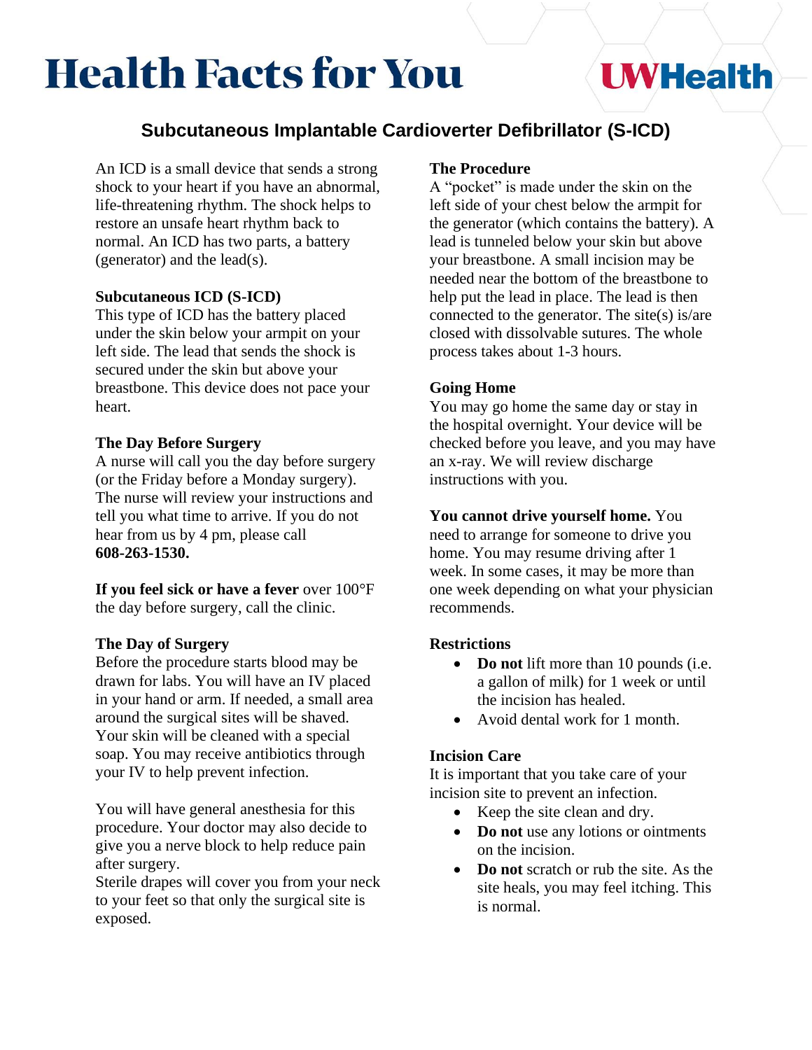# Health Facts for You

UWHealth

## Subcutaneous Implantable Cardioverter Defibrillator (S-ICD)

An ICD is a small device that sends a strong shock to your heart if you have an abnormal, life-threatening rhythm. The shock helps to restore an unsafe heart rhythm back to normal. An ICD has two parts, a battery (generator) and the lead(s).

### Subcutaneous ICD (S-ICD)

This type of ICD has the battery placed under the skin below your armpit on your left side. The lead that sends the shock is secured under the skin but above your breastbone. This device does not pace your heart.

### The Day Before Surgery

A nurse will call you the day before surgery (or the Friday before a Monday surgery). The nurse will review your instructions and tell you what time to arrive. If you do not hear from us by 4 pm, please call **608-263-1530.**

**If you feel sick or have a fever** over 100°F the day before surgery, call the clinic.

### The Day of Surgery

Before the procedure starts blood may be drawn for labs. You will have an IV placed in your hand or arm. If needed, a small area around the surgical sites will be shaved. Your skin will be cleaned with a special soap. You may receive antibiotics through your IV to help prevent infection.

You will have general anesthesia for this procedure. Your doctor may also decide to give you a nerve block to help reduce pain after surgery.
Sterile drapes will cover you from your neck to your feet so that only the surgical site is exposed.

### The Procedure

A "pocket" is made under the skin on the left side of your chest below the armpit for the generator (which contains the battery). A lead is tunneled below your skin but above your breastbone. A small incision may be needed near the bottom of the breastbone to help put the lead in place. The lead is then connected to the generator. The site(s) is/are closed with dissolvable sutures. The whole process takes about 1-3 hours.

### Going Home

You may go home the same day or stay in the hospital overnight. Your device will be checked before you leave, and you may have an x-ray. We will review discharge instructions with you.

**You cannot drive yourself home.** You need to arrange for someone to drive you home. You may resume driving after 1 week. In some cases, it may be more than one week depending on what your physician recommends.

### Restrictions

- **Do not** lift more than 10 pounds (i.e. a gallon of milk) for 1 week or until the incision has healed.
- Avoid dental work for 1 month.

### Incision Care

It is important that you take care of your incision site to prevent an infection.

- Keep the site clean and dry.
- **Do not** use any lotions or ointments on the incision.
- **Do not** scratch or rub the site. As the site heals, you may feel itching. This is normal.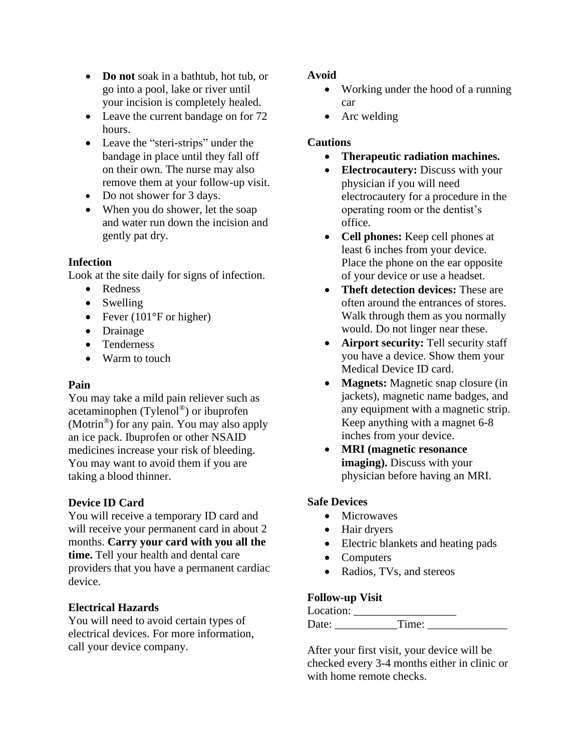- **Do not** soak in a bathtub, hot tub, or go into a pool, lake or river until your incision is completely healed.
- Leave the current bandage on for 72 hours.
- Leave the "steri-strips" under the bandage in place until they fall off on their own. The nurse may also remove them at your follow-up visit.
- Do not shower for 3 days.
- When you do shower, let the soap and water run down the incision and gently pat dry.

**Infection**

Look at the site daily for signs of infection.

- Redness
- Swelling
- Fever (101°F or higher)
- Drainage
- Tenderness
- Warm to touch

**Pain**

You may take a mild pain reliever such as acetaminophen (Tylenol®) or ibuprofen (Motrin®) for any pain. You may also apply an ice pack. Ibuprofen or other NSAID medicines increase your risk of bleeding. You may want to avoid them if you are taking a blood thinner.

**Device ID Card**

You will receive a temporary ID card and will receive your permanent card in about 2 months. **Carry your card with you all the time.** Tell your health and dental care providers that you have a permanent cardiac device.

**Electrical Hazards**

You will need to avoid certain types of electrical devices. For more information, call your device company.

**Avoid**

- Working under the hood of a running car
- Arc welding

**Cautions**

- **Therapeutic radiation machines.**
- **Electrocautery:** Discuss with your physician if you will need electrocautery for a procedure in the operating room or the dentist's office.
- **Cell phones:** Keep cell phones at least 6 inches from your device. Place the phone on the ear opposite of your device or use a headset.
- **Theft detection devices:** These are often around the entrances of stores. Walk through them as you normally would. Do not linger near these.
- **Airport security:** Tell security staff you have a device. Show them your Medical Device ID card.
- **Magnets:** Magnetic snap closure (in jackets), magnetic name badges, and any equipment with a magnetic strip. Keep anything with a magnet 6-8 inches from your device.
- **MRI (magnetic resonance imaging).** Discuss with your physician before having an MRI.

**Safe Devices**

- Microwaves
- Hair dryers
- Electric blankets and heating pads
- Computers
- Radios, TVs, and stereos

**Follow-up Visit**

Location: __________________

Date: ___________Time: ______________

After your first visit, your device will be checked every 3-4 months either in clinic or with home remote checks.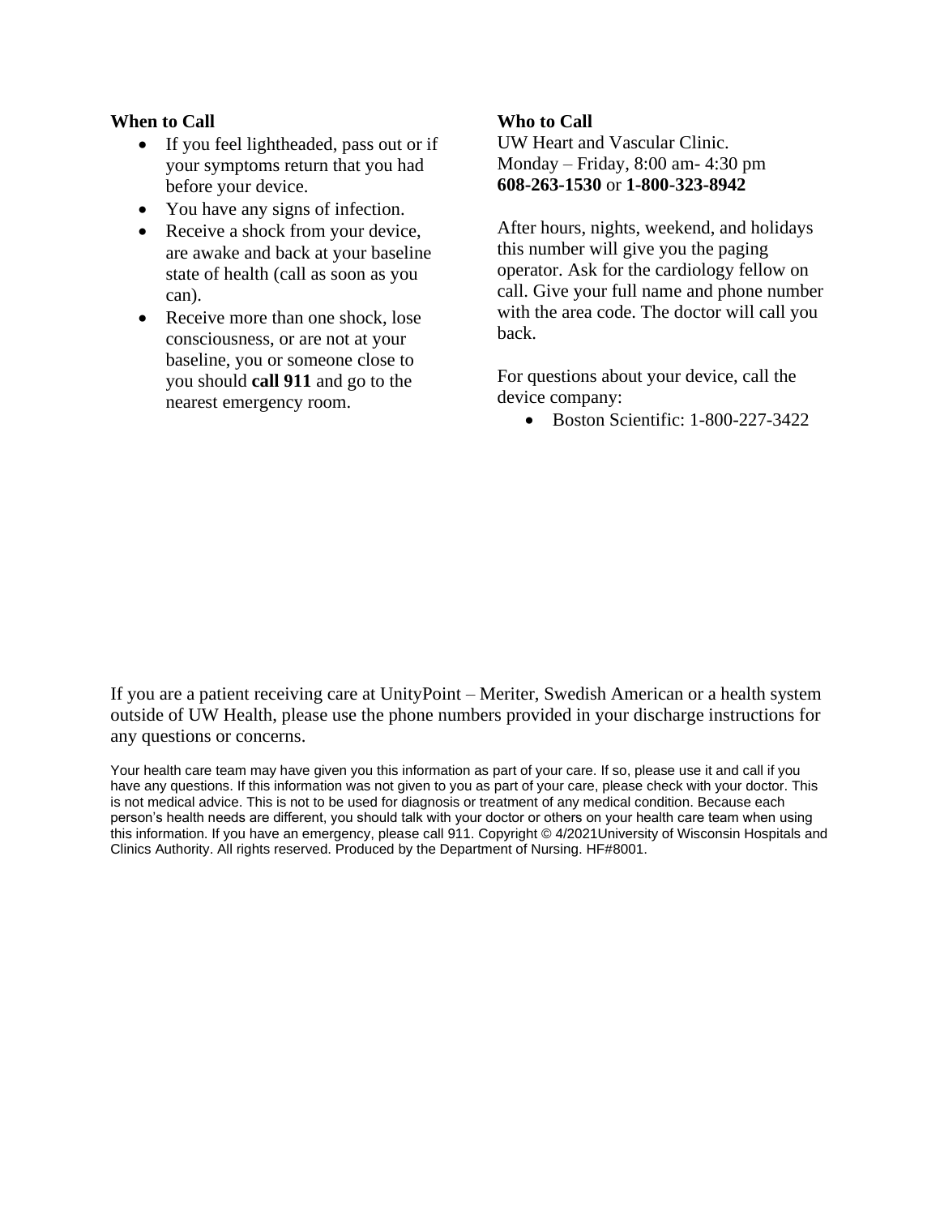**When to Call**

- If you feel lightheaded, pass out or if your symptoms return that you had before your device.
- You have any signs of infection.
- Receive a shock from your device, are awake and back at your baseline state of health (call as soon as you can).
- Receive more than one shock, lose consciousness, or are not at your baseline, you or someone close to you should **call 911** and go to the nearest emergency room.

**Who to Call**

UW Heart and Vascular Clinic.
Monday – Friday, 8:00 am- 4:30 pm
**608-263-1530** or **1-800-323-8942**

After hours, nights, weekend, and holidays this number will give you the paging operator. Ask for the cardiology fellow on call. Give your full name and phone number with the area code. The doctor will call you back.

For questions about your device, call the device company:

- Boston Scientific: 1-800-227-3422

If you are a patient receiving care at UnityPoint – Meriter, Swedish American or a health system outside of UW Health, please use the phone numbers provided in your discharge instructions for any questions or concerns.

Your health care team may have given you this information as part of your care. If so, please use it and call if you have any questions. If this information was not given to you as part of your care, please check with your doctor. This is not medical advice. This is not to be used for diagnosis or treatment of any medical condition. Because each person's health needs are different, you should talk with your doctor or others on your health care team when using this information. If you have an emergency, please call 911. Copyright © 4/2021University of Wisconsin Hospitals and Clinics Authority. All rights reserved. Produced by the Department of Nursing. HF#8001.